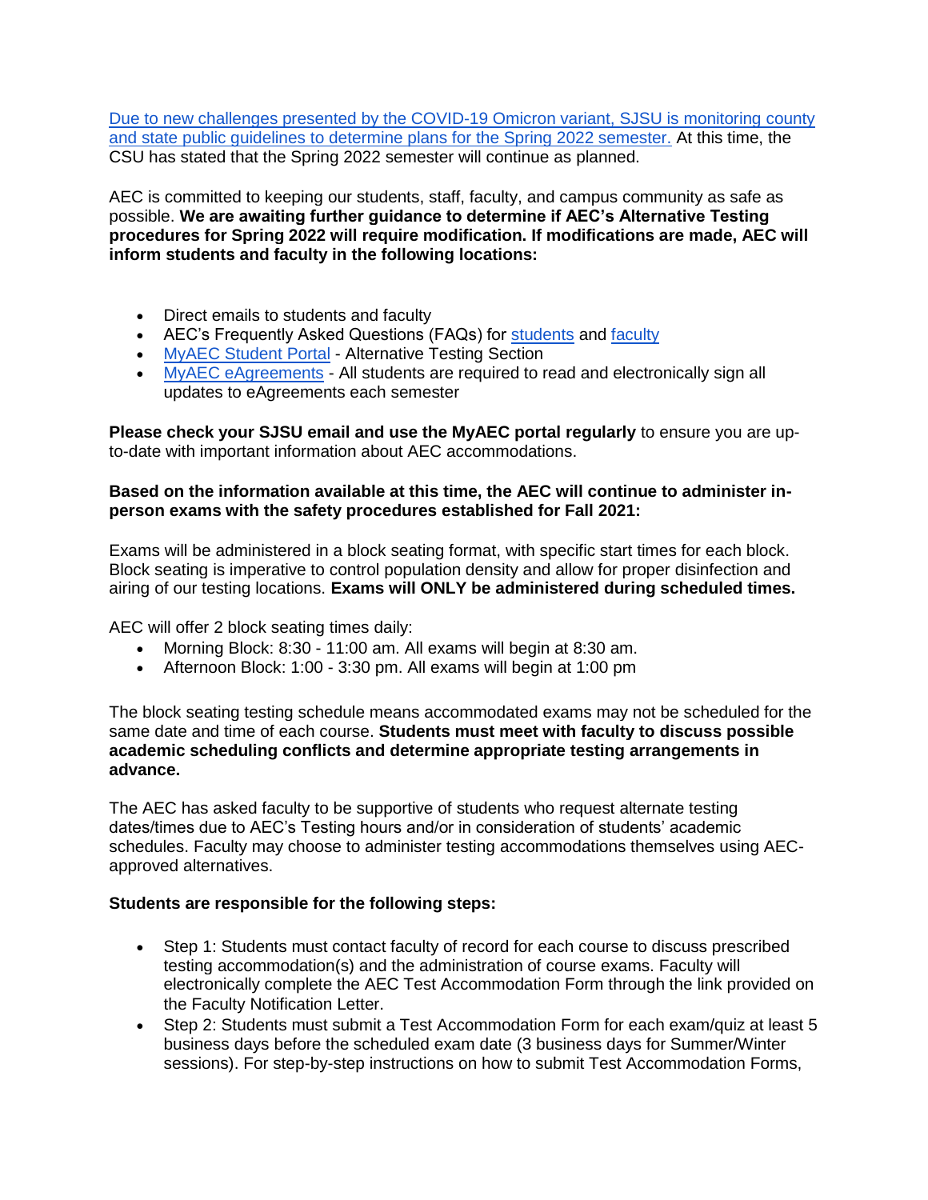Due to new challenges presented by the COVID-19 Omicron variant, SJSU is monitoring county and state public guidelines to determine plans for the Spring 2022 semester. At this time, the CSU has stated that the Spring 2022 semester will continue as planned.

AEC is committed to keeping our students, staff, faculty, and campus community as safe as possible. **We are awaiting further guidance to determine if AEC's Alternative Testing procedures for Spring 2022 will require modification. If modifications are made, AEC will inform students and faculty in the following locations:**

- Direct emails to students and faculty
- AEC's Frequently Asked Questions (FAQs) for students and faculty
- MyAEC Student Portal - Alternative Testing Section
- MyAEC eAgreements - All students are required to read and electronically sign all updates to eAgreements each semester

**Please check your SJSU email and use the MyAEC portal regularly** to ensure you are up-to-date with important information about AEC accommodations.

**Based on the information available at this time, the AEC will continue to administer in-person exams with the safety procedures established for Fall 2021:**

Exams will be administered in a block seating format, with specific start times for each block. Block seating is imperative to control population density and allow for proper disinfection and airing of our testing locations. **Exams will ONLY be administered during scheduled times.**

AEC will offer 2 block seating times daily:

- Morning Block: 8:30 - 11:00 am. All exams will begin at 8:30 am.
- Afternoon Block: 1:00 - 3:30 pm. All exams will begin at 1:00 pm

The block seating testing schedule means accommodated exams may not be scheduled for the same date and time of each course. **Students must meet with faculty to discuss possible academic scheduling conflicts and determine appropriate testing arrangements in advance.**

The AEC has asked faculty to be supportive of students who request alternate testing dates/times due to AEC's Testing hours and/or in consideration of students' academic schedules. Faculty may choose to administer testing accommodations themselves using AEC-approved alternatives.

**Students are responsible for the following steps:**

- Step 1: Students must contact faculty of record for each course to discuss prescribed testing accommodation(s) and the administration of course exams. Faculty will electronically complete the AEC Test Accommodation Form through the link provided on the Faculty Notification Letter.
- Step 2: Students must submit a Test Accommodation Form for each exam/quiz at least 5 business days before the scheduled exam date (3 business days for Summer/Winter sessions). For step-by-step instructions on how to submit Test Accommodation Forms,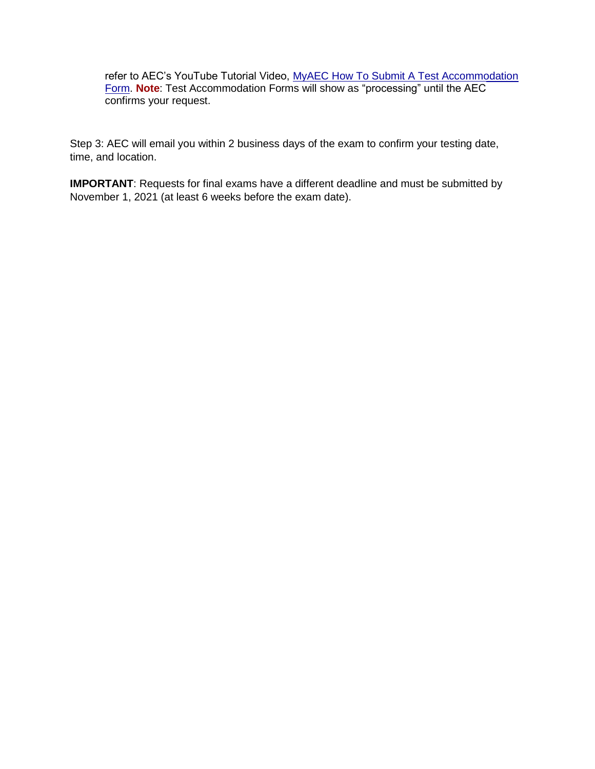refer to AEC's YouTube Tutorial Video, [MyAEC How To Submit A Test Accommodation Form](). **Note**: Test Accommodation Forms will show as "processing" until the AEC confirms your request.

Step 3: AEC will email you within 2 business days of the exam to confirm your testing date, time, and location.

**IMPORTANT**: Requests for final exams have a different deadline and must be submitted by November 1, 2021 (at least 6 weeks before the exam date).